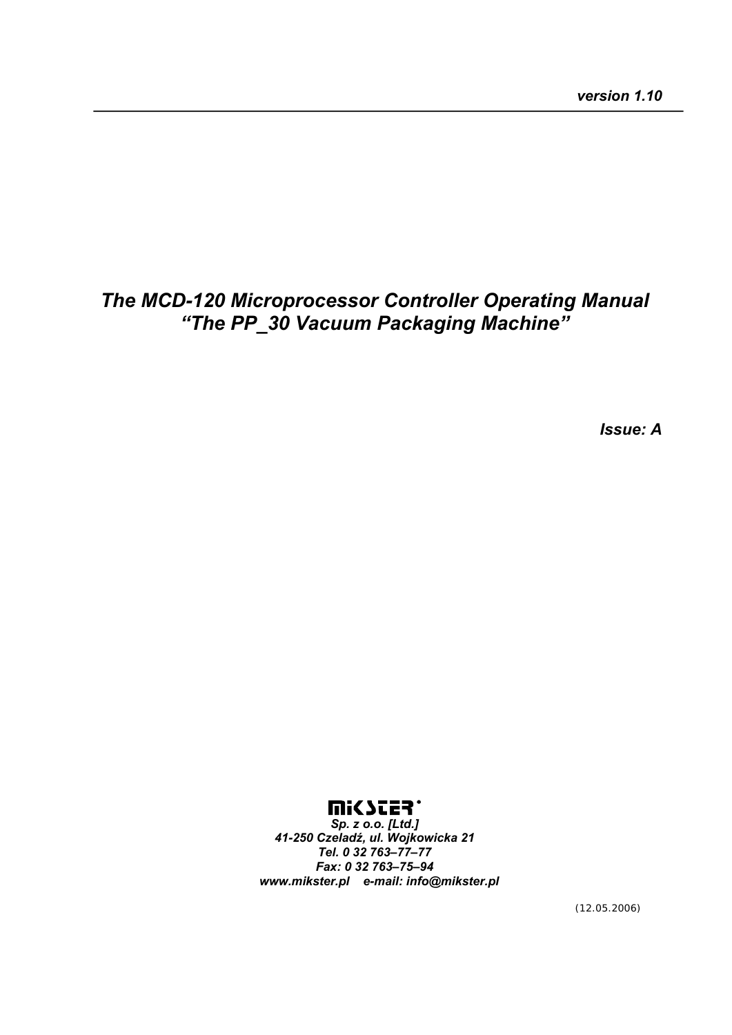***version 1.10***

# *The MCD-120 Microprocessor Controller Operating Manual “The PP_30 Vacuum Packaging Machine”*

***Issue: A***

**MIKSTER**

***Sp. z o.o. [Ltd.]***
***41-250 Czeladź, ul. Wojkowicka 21***
***Tel. 0 32 763–77–77***
***Fax: 0 32 763–75–94***
***www.mikster.pl e-mail: info@mikster.pl***

(12.05.2006)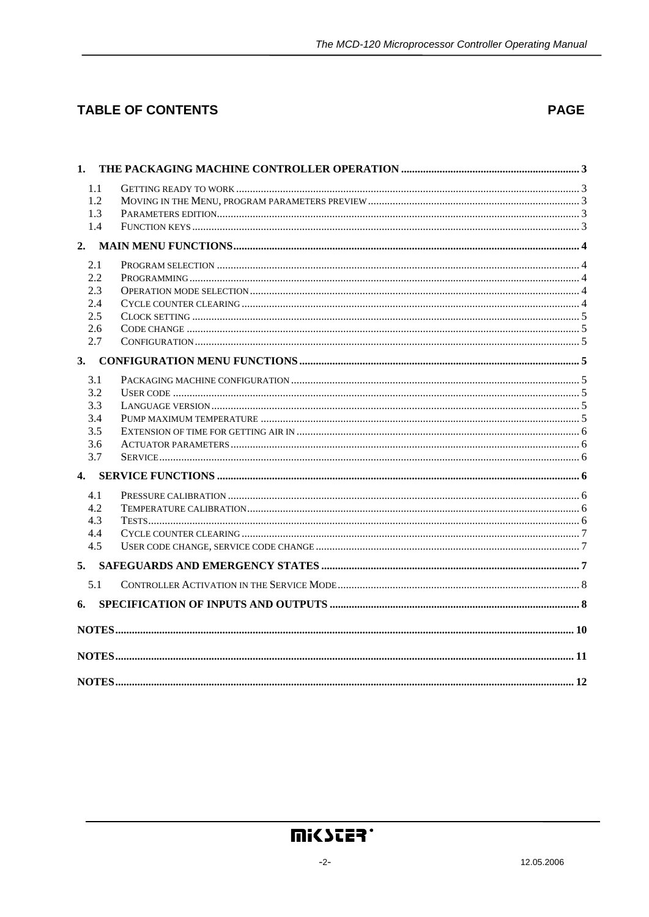# TABLE OF CONTENTS

PAGE

1. THE PACKAGING MACHINE CONTROLLER OPERATION ................................................................ 3
   - 1.1 GETTING READY TO WORK ........................................................................................................ 3
   - 1.2 MOVING IN THE MENU, PROGRAM PARAMETERS PREVIEW ............................................................ 3
   - 1.3 PARAMETERS EDITION.................................................................................................................. 3
   - 1.4 FUNCTION KEYS ........................................................................................................................... 3
2. MAIN MENU FUNCTIONS........................................................................................................... 4
   - 2.1 PROGRAM SELECTION .................................................................................................................. 4
   - 2.2 PROGRAMMING............................................................................................................................. 4
   - 2.3 OPERATION MODE SELECTION ...................................................................................................... 4
   - 2.4 CYCLE COUNTER CLEARING ......................................................................................................... 4
   - 2.5 CLOCK SETTING ........................................................................................................................... 5
   - 2.6 CODE CHANGE ............................................................................................................................. 5
   - 2.7 CONFIGURATION .......................................................................................................................... 5
3. CONFIGURATION MENU FUNCTIONS ......................................................................................... 5
   - 3.1 PACKAGING MACHINE CONFIGURATION ........................................................................................ 5
   - 3.2 USER CODE .................................................................................................................................. 5
   - 3.3 LANGUAGE VERSION .................................................................................................................... 5
   - 3.4 PUMP MAXIMUM TEMPERATURE .................................................................................................. 5
   - 3.5 EXTENSION OF TIME FOR GETTING AIR IN ...................................................................................... 6
   - 3.6 ACTUATOR PARAMETERS ............................................................................................................. 6
   - 3.7 SERVICE........................................................................................................................................ 6
4. SERVICE FUNCTIONS .................................................................................................................. 6
   - 4.1 PRESSURE CALIBRATION .............................................................................................................. 6
   - 4.2 TEMPERATURE CALIBRATION........................................................................................................ 6
   - 4.3 TESTS........................................................................................................................................... 6
   - 4.4 CYCLE COUNTER CLEARING ......................................................................................................... 7
   - 4.5 USER CODE CHANGE, SERVICE CODE CHANGE ............................................................................... 7
5. SAFEGUARDS AND EMERGENCY STATES .................................................................................... 7
   - 5.1 CONTROLLER ACTIVATION IN THE SERVICE MODE ........................................................................ 8
6. SPECIFICATION OF INPUTS AND OUTPUTS ................................................................................. 8

NOTES................................................................................................................................................ 10

NOTES................................................................................................................................................ 11

NOTES................................................................................................................................................ 12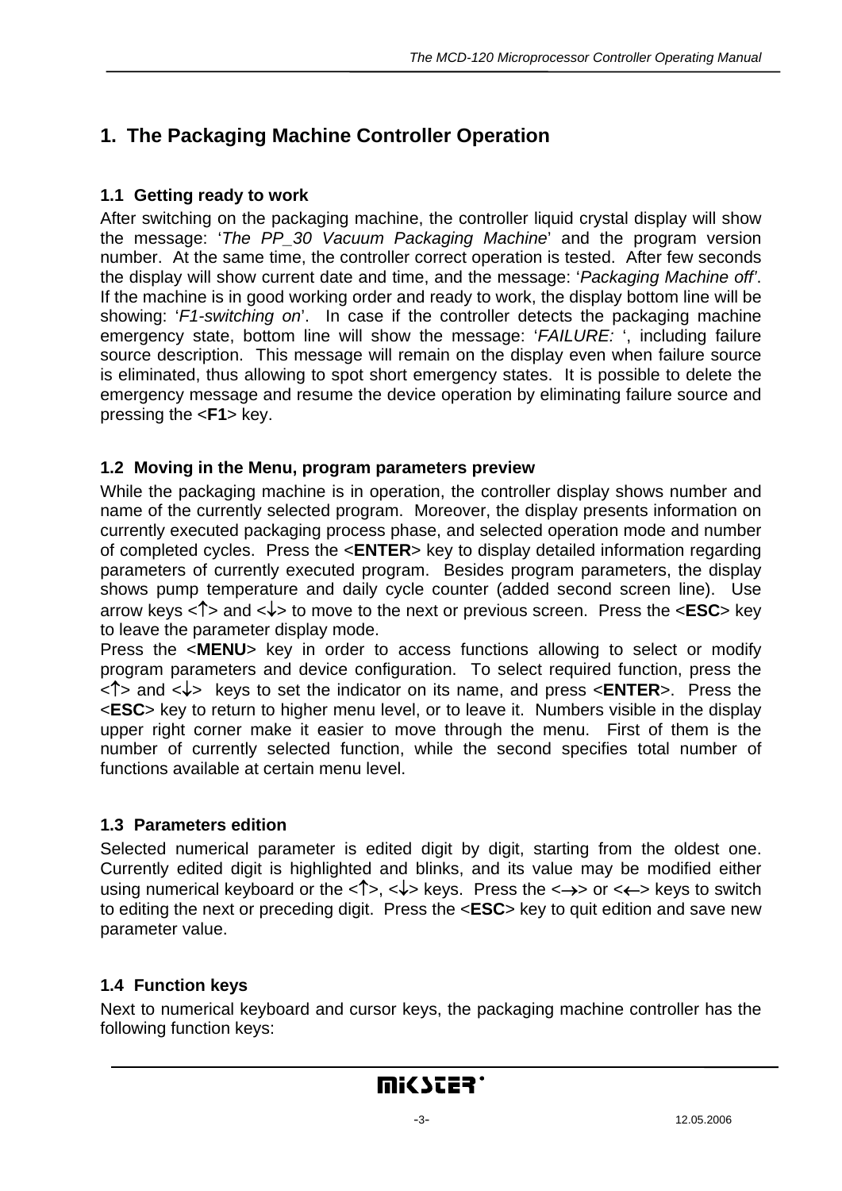# 1. The Packaging Machine Controller Operation

## 1.1 Getting ready to work

After switching on the packaging machine, the controller liquid crystal display will show the message: '*The PP_30 Vacuum Packaging Machine*' and the program version number. At the same time, the controller correct operation is tested. After few seconds the display will show current date and time, and the message: '*Packaging Machine off*'. If the machine is in good working order and ready to work, the display bottom line will be showing: '*F1-switching on*'. In case if the controller detects the packaging machine emergency state, bottom line will show the message: '*FAILURE:* ', including failure source description. This message will remain on the display even when failure source is eliminated, thus allowing to spot short emergency states. It is possible to delete the emergency message and resume the device operation by eliminating failure source and pressing the <**F1**> key.

## 1.2 Moving in the Menu, program parameters preview

While the packaging machine is in operation, the controller display shows number and name of the currently selected program. Moreover, the display presents information on currently executed packaging process phase, and selected operation mode and number of completed cycles. Press the <**ENTER**> key to display detailed information regarding parameters of currently executed program. Besides program parameters, the display shows pump temperature and daily cycle counter (added second screen line). Use arrow keys <↑> and <↓> to move to the next or previous screen. Press the <**ESC**> key to leave the parameter display mode.

Press the <**MENU**> key in order to access functions allowing to select or modify program parameters and device configuration. To select required function, press the <↑> and <↓> keys to set the indicator on its name, and press <**ENTER**>. Press the <**ESC**> key to return to higher menu level, or to leave it. Numbers visible in the display upper right corner make it easier to move through the menu. First of them is the number of currently selected function, while the second specifies total number of functions available at certain menu level.

## 1.3 Parameters edition

Selected numerical parameter is edited digit by digit, starting from the oldest one. Currently edited digit is highlighted and blinks, and its value may be modified either using numerical keyboard or the <↑>, <↓> keys. Press the <→> or <←> keys to switch to editing the next or preceding digit. Press the <**ESC**> key to quit edition and save new parameter value.

## 1.4 Function keys

Next to numerical keyboard and cursor keys, the packaging machine controller has the following function keys: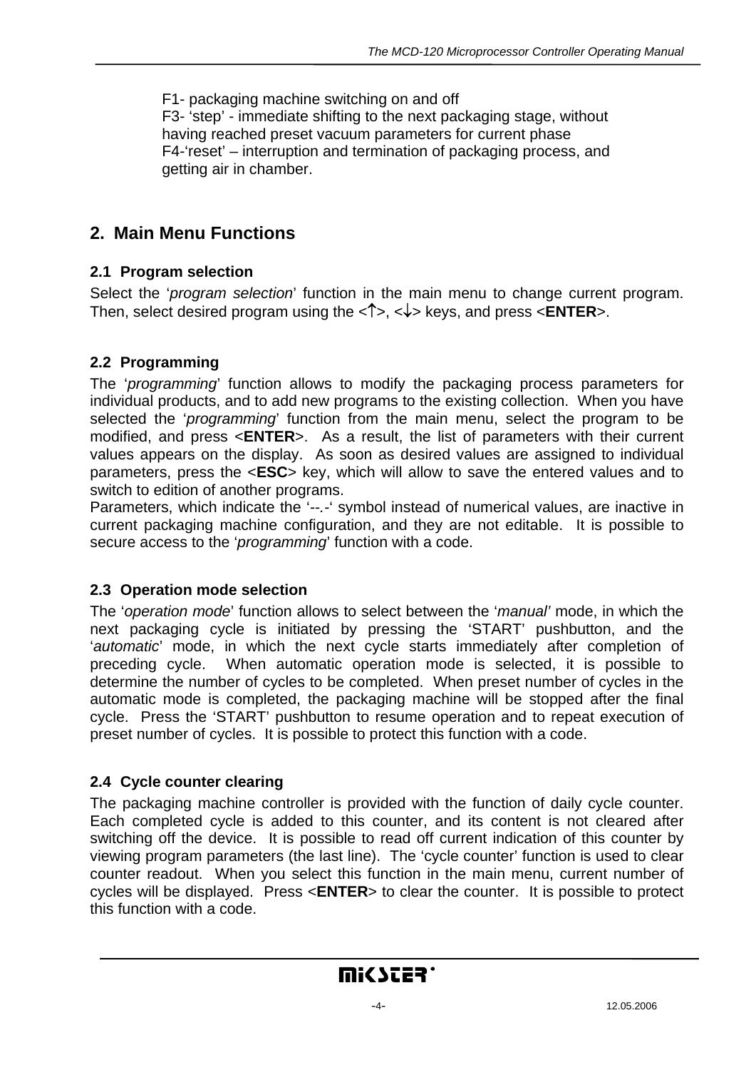F1- packaging machine switching on and off
F3- 'step' - immediate shifting to the next packaging stage, without having reached preset vacuum parameters for current phase
F4-'reset' – interruption and termination of packaging process, and getting air in chamber.

## 2. Main Menu Functions

### 2.1 Program selection

Select the '*program selection*' function in the main menu to change current program. Then, select desired program using the <↑>, <↓> keys, and press <**ENTER**>.

### 2.2 Programming

The '*programming*' function allows to modify the packaging process parameters for individual products, and to add new programs to the existing collection. When you have selected the '*programming*' function from the main menu, select the program to be modified, and press <**ENTER**>. As a result, the list of parameters with their current values appears on the display. As soon as desired values are assigned to individual parameters, press the <**ESC**> key, which will allow to save the entered values and to switch to edition of another programs.
Parameters, which indicate the '--.-' symbol instead of numerical values, are inactive in current packaging machine configuration, and they are not editable. It is possible to secure access to the '*programming*' function with a code.

### 2.3 Operation mode selection

The '*operation mode*' function allows to select between the '*manual'* mode, in which the next packaging cycle is initiated by pressing the 'START' pushbutton, and the '*automatic*' mode, in which the next cycle starts immediately after completion of preceding cycle. When automatic operation mode is selected, it is possible to determine the number of cycles to be completed. When preset number of cycles in the automatic mode is completed, the packaging machine will be stopped after the final cycle. Press the 'START' pushbutton to resume operation and to repeat execution of preset number of cycles. It is possible to protect this function with a code.

### 2.4 Cycle counter clearing

The packaging machine controller is provided with the function of daily cycle counter. Each completed cycle is added to this counter, and its content is not cleared after switching off the device. It is possible to read off current indication of this counter by viewing program parameters (the last line). The 'cycle counter' function is used to clear counter readout. When you select this function in the main menu, current number of cycles will be displayed. Press <**ENTER**> to clear the counter. It is possible to protect this function with a code.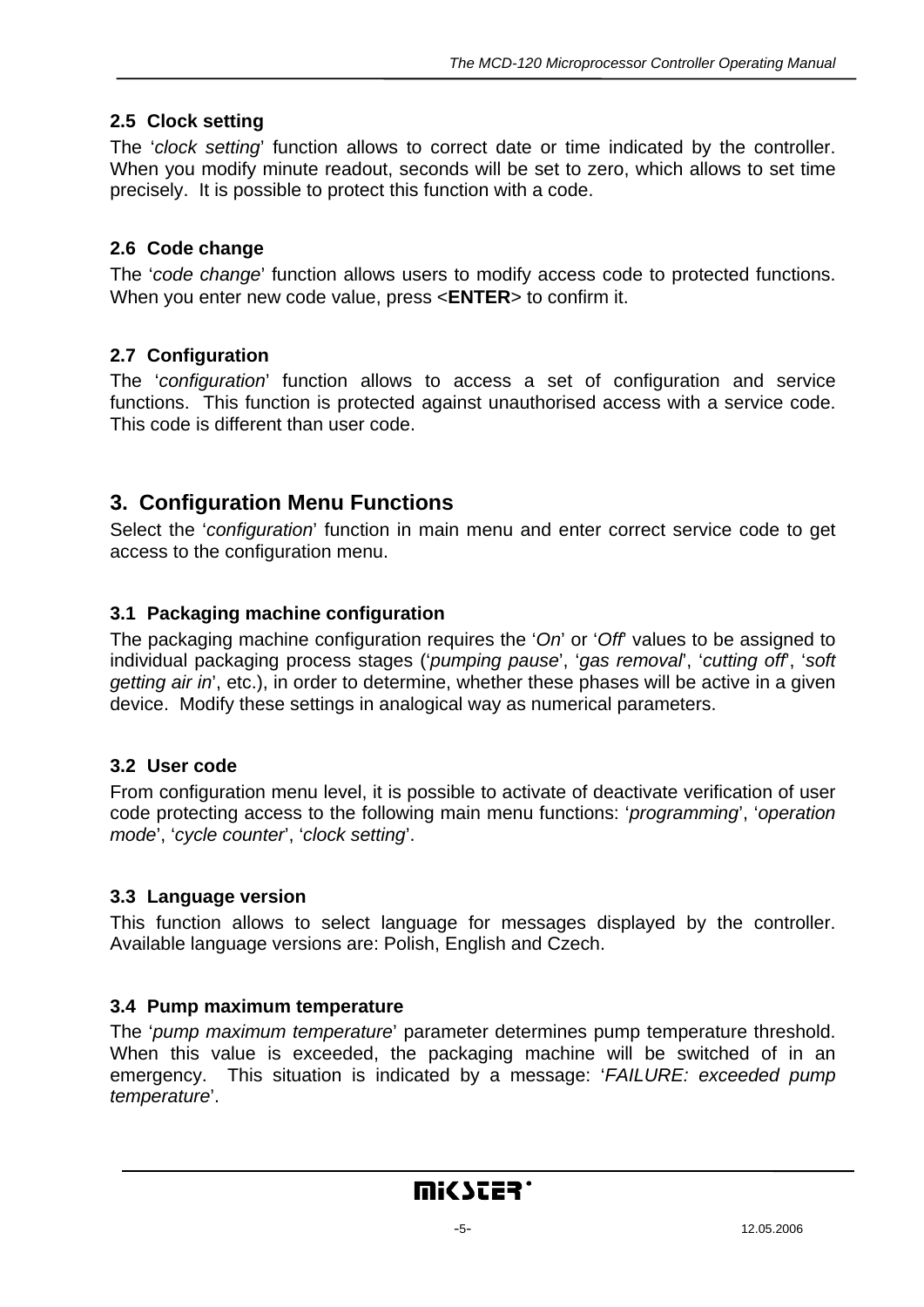### 2.5 Clock setting

The '*clock setting*' function allows to correct date or time indicated by the controller. When you modify minute readout, seconds will be set to zero, which allows to set time precisely. It is possible to protect this function with a code.

### 2.6 Code change

The '*code change*' function allows users to modify access code to protected functions. When you enter new code value, press <**ENTER**> to confirm it.

### 2.7 Configuration

The '*configuration*' function allows to access a set of configuration and service functions. This function is protected against unauthorised access with a service code. This code is different than user code.

## 3. Configuration Menu Functions

Select the '*configuration*' function in main menu and enter correct service code to get access to the configuration menu.

### 3.1 Packaging machine configuration

The packaging machine configuration requires the '*On*' or '*Off*' values to be assigned to individual packaging process stages ('*pumping pause*', '*gas removal*', '*cutting off*', '*soft getting air in*', etc.), in order to determine, whether these phases will be active in a given device. Modify these settings in analogical way as numerical parameters.

### 3.2 User code

From configuration menu level, it is possible to activate of deactivate verification of user code protecting access to the following main menu functions: '*programming*', '*operation mode*', '*cycle counter*', '*clock setting*'.

### 3.3 Language version

This function allows to select language for messages displayed by the controller. Available language versions are: Polish, English and Czech.

### 3.4 Pump maximum temperature

The '*pump maximum temperature*' parameter determines pump temperature threshold. When this value is exceeded, the packaging machine will be switched of in an emergency. This situation is indicated by a message: '*FAILURE: exceeded pump temperature*'.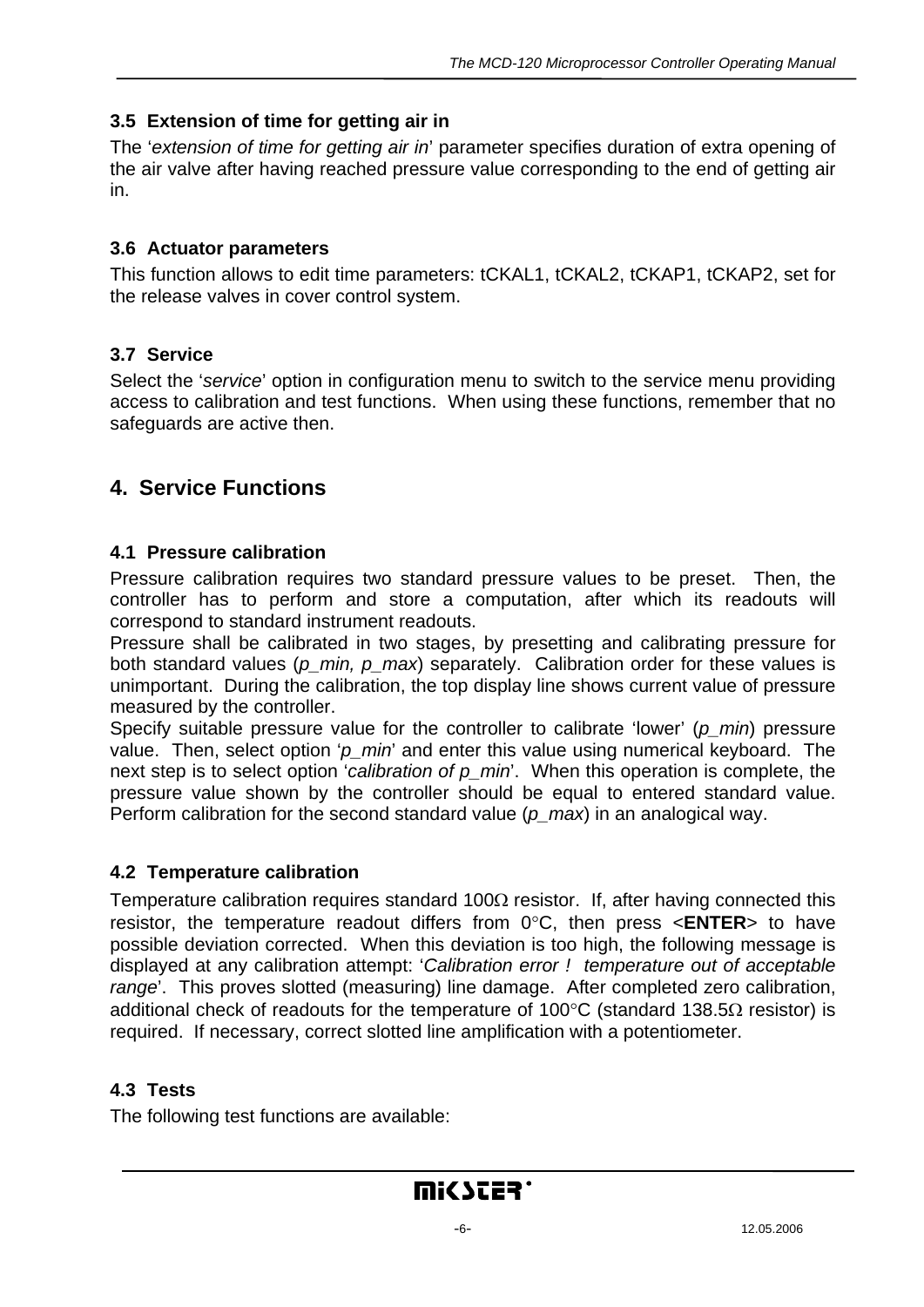### 3.5 Extension of time for getting air in

The '*extension of time for getting air in*' parameter specifies duration of extra opening of the air valve after having reached pressure value corresponding to the end of getting air in.

### 3.6 Actuator parameters

This function allows to edit time parameters: tCKAL1, tCKAL2, tCKAP1, tCKAP2, set for the release valves in cover control system.

### 3.7 Service

Select the '*service*' option in configuration menu to switch to the service menu providing access to calibration and test functions. When using these functions, remember that no safeguards are active then.

## 4. Service Functions

### 4.1 Pressure calibration

Pressure calibration requires two standard pressure values to be preset. Then, the controller has to perform and store a computation, after which its readouts will correspond to standard instrument readouts.

Pressure shall be calibrated in two stages, by presetting and calibrating pressure for both standard values (*p_min, p_max*) separately. Calibration order for these values is unimportant. During the calibration, the top display line shows current value of pressure measured by the controller.

Specify suitable pressure value for the controller to calibrate 'lower' (*p_min*) pressure value. Then, select option '*p_min*' and enter this value using numerical keyboard. The next step is to select option '*calibration of p_min*'. When this operation is complete, the pressure value shown by the controller should be equal to entered standard value. Perform calibration for the second standard value (*p_max*) in an analogical way.

### 4.2 Temperature calibration

Temperature calibration requires standard 100Ω resistor. If, after having connected this resistor, the temperature readout differs from 0°C, then press <**ENTER**> to have possible deviation corrected. When this deviation is too high, the following message is displayed at any calibration attempt: '*Calibration error ! temperature out of acceptable range*'. This proves slotted (measuring) line damage. After completed zero calibration, additional check of readouts for the temperature of 100°C (standard 138.5Ω resistor) is required. If necessary, correct slotted line amplification with a potentiometer.

### 4.3 Tests

The following test functions are available: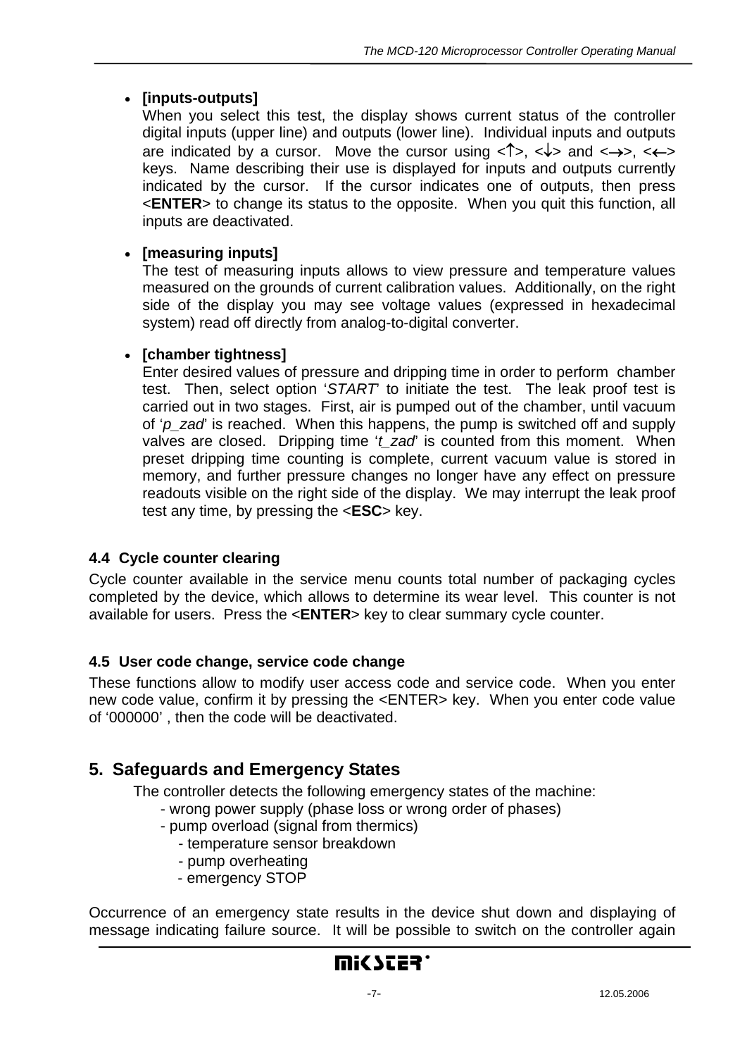- **[inputs-outputs]**
  When you select this test, the display shows current status of the controller digital inputs (upper line) and outputs (lower line). Individual inputs and outputs are indicated by a cursor. Move the cursor using <↑>, <↓> and <→>, <←> keys. Name describing their use is displayed for inputs and outputs currently indicated by the cursor. If the cursor indicates one of outputs, then press <**ENTER**> to change its status to the opposite. When you quit this function, all inputs are deactivated.

- **[measuring inputs]**
  The test of measuring inputs allows to view pressure and temperature values measured on the grounds of current calibration values. Additionally, on the right side of the display you may see voltage values (expressed in hexadecimal system) read off directly from analog-to-digital converter.

- **[chamber tightness]**
  Enter desired values of pressure and dripping time in order to perform chamber test. Then, select option '*START*' to initiate the test. The leak proof test is carried out in two stages. First, air is pumped out of the chamber, until vacuum of '*p_zad*' is reached. When this happens, the pump is switched off and supply valves are closed. Dripping time '*t_zad*' is counted from this moment. When preset dripping time counting is complete, current vacuum value is stored in memory, and further pressure changes no longer have any effect on pressure readouts visible on the right side of the display. We may interrupt the leak proof test any time, by pressing the <**ESC**> key.

### 4.4 Cycle counter clearing

Cycle counter available in the service menu counts total number of packaging cycles completed by the device, which allows to determine its wear level. This counter is not available for users. Press the <**ENTER**> key to clear summary cycle counter.

### 4.5 User code change, service code change

These functions allow to modify user access code and service code. When you enter new code value, confirm it by pressing the <ENTER> key. When you enter code value of '000000' , then the code will be deactivated.

## 5. Safeguards and Emergency States

The controller detects the following emergency states of the machine:

- wrong power supply (phase loss or wrong order of phases)
- pump overload (signal from thermics)
- temperature sensor breakdown
- pump overheating
- emergency STOP

Occurrence of an emergency state results in the device shut down and displaying of message indicating failure source. It will be possible to switch on the controller again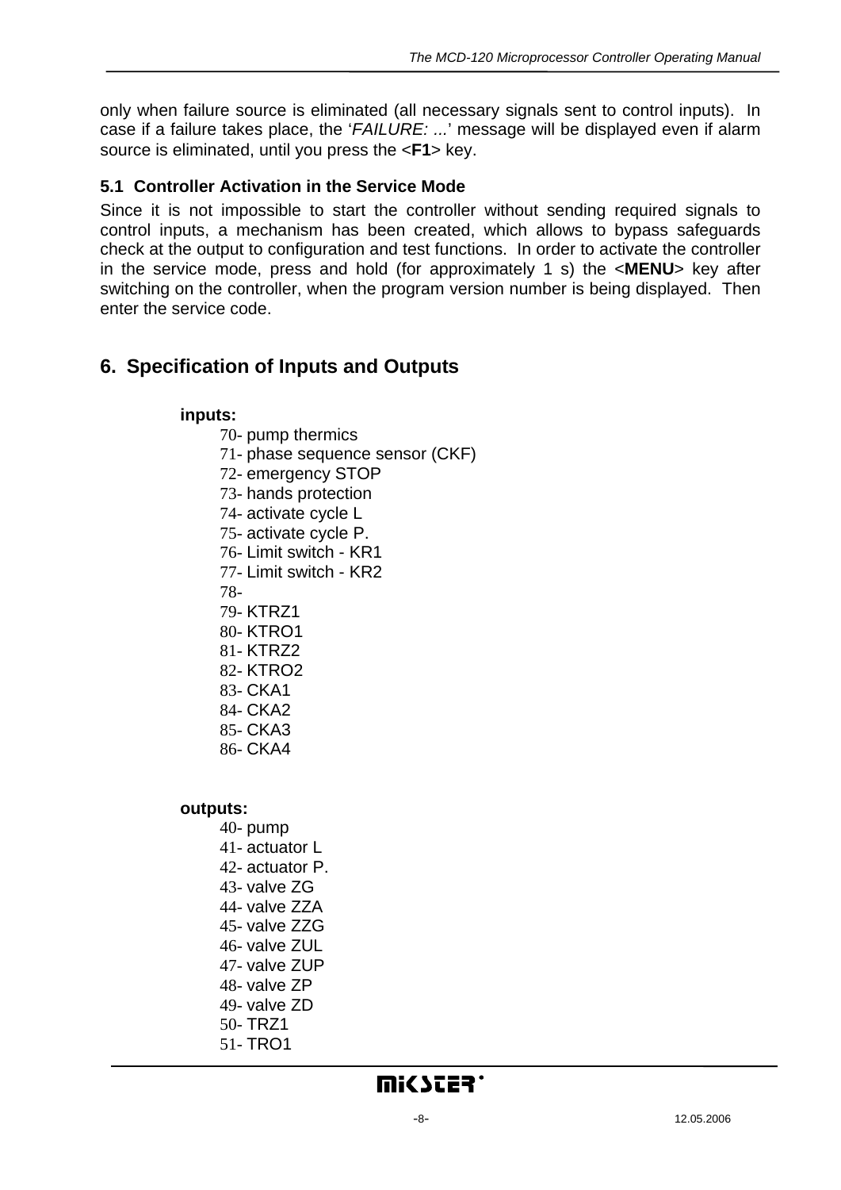only when failure source is eliminated (all necessary signals sent to control inputs). In case if a failure takes place, the '*FAILURE: ...*' message will be displayed even if alarm source is eliminated, until you press the <**F1**> key.

### 5.1 Controller Activation in the Service Mode

Since it is not impossible to start the controller without sending required signals to control inputs, a mechanism has been created, which allows to bypass safeguards check at the output to configuration and test functions. In order to activate the controller in the service mode, press and hold (for approximately 1 s) the <**MENU**> key after switching on the controller, when the program version number is being displayed. Then enter the service code.

## 6. Specification of Inputs and Outputs

**inputs:**

70- pump thermics
71- phase sequence sensor (CKF)
72- emergency STOP
73- hands protection
74- activate cycle L
75- activate cycle P.
76- Limit switch - KR1
77- Limit switch - KR2
78-
79- KTRZ1
80- KTRO1
81- KTRZ2
82- KTRO2
83- CKA1
84- CKA2
85- CKA3
86- CKA4

**outputs:**

40- pump
41- actuator L
42- actuator P.
43- valve ZG
44- valve ZZA
45- valve ZZG
46- valve ZUL
47- valve ZUP
48- valve ZP
49- valve ZD
50- TRZ1
51- TRO1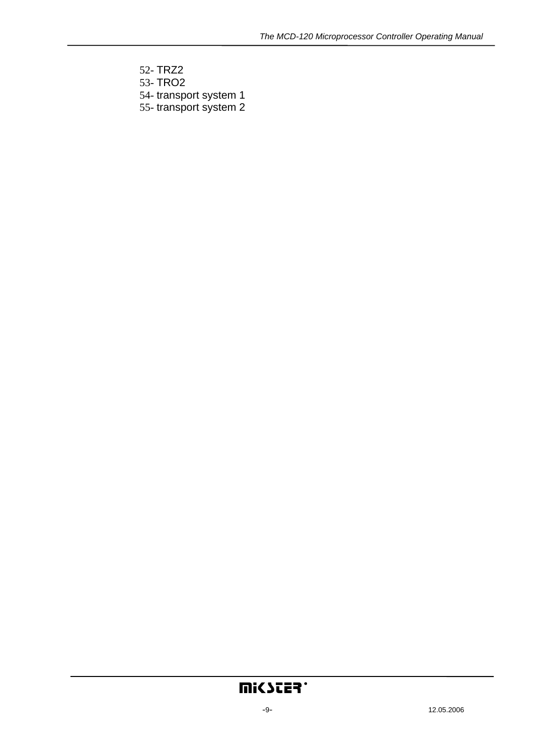52- TRZ2
53- TRO2
54- transport system 1
55- transport system 2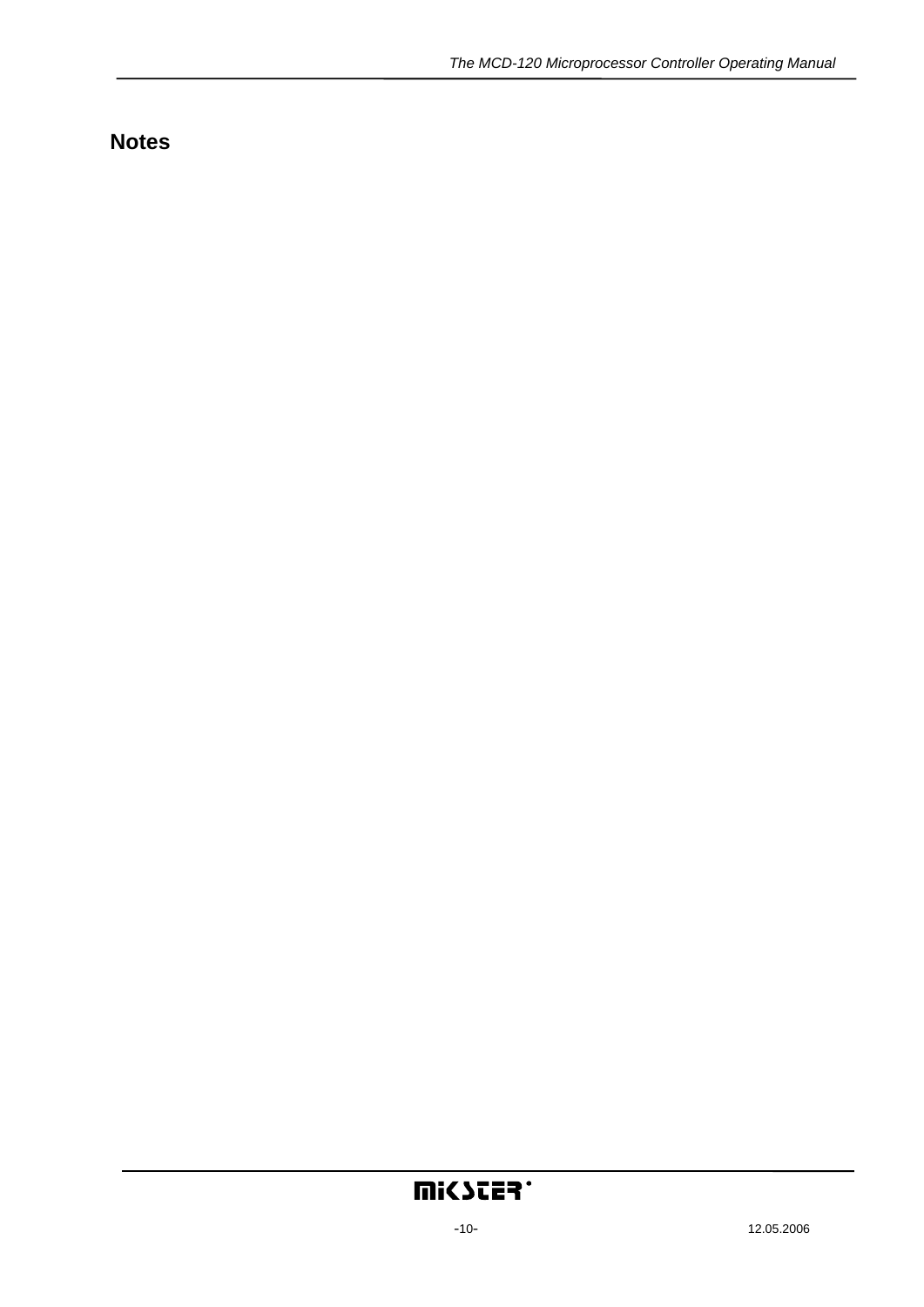# Notes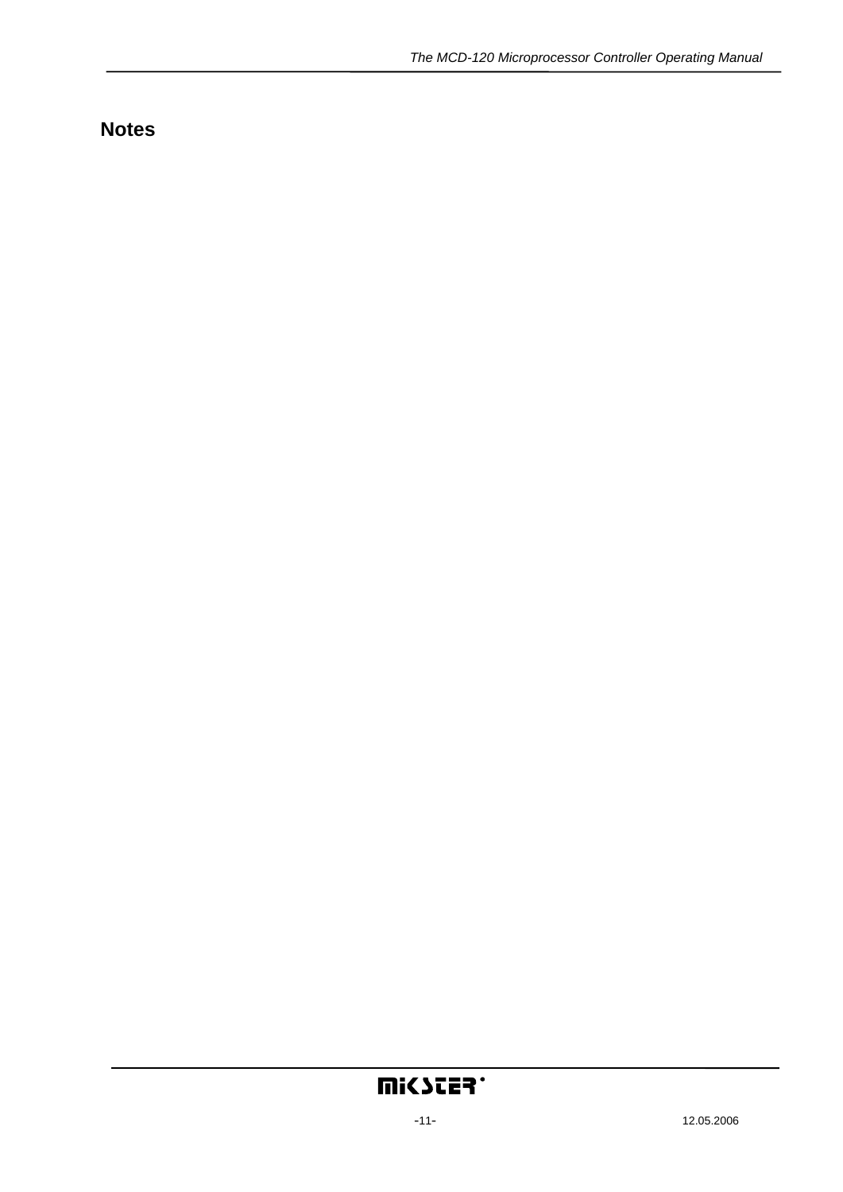## Notes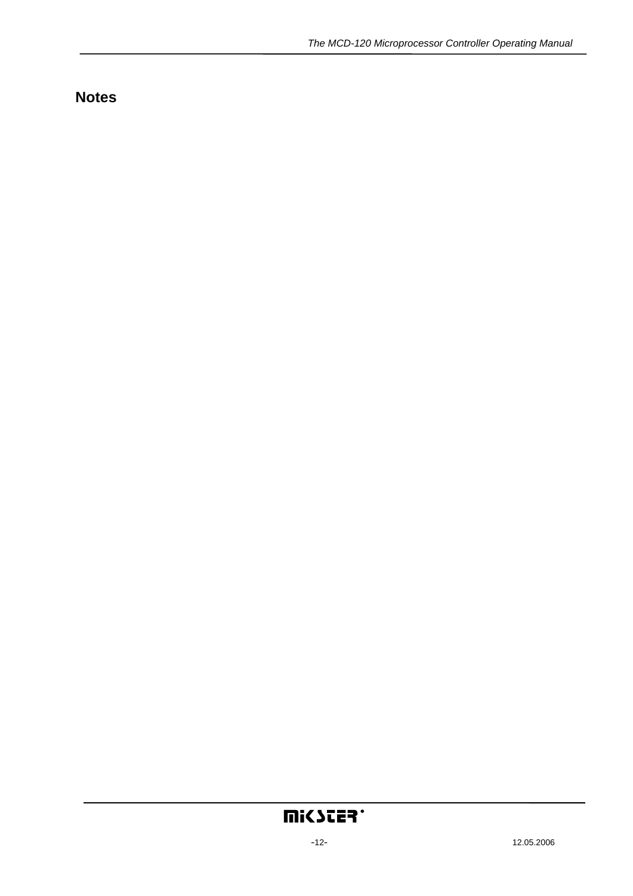## Notes